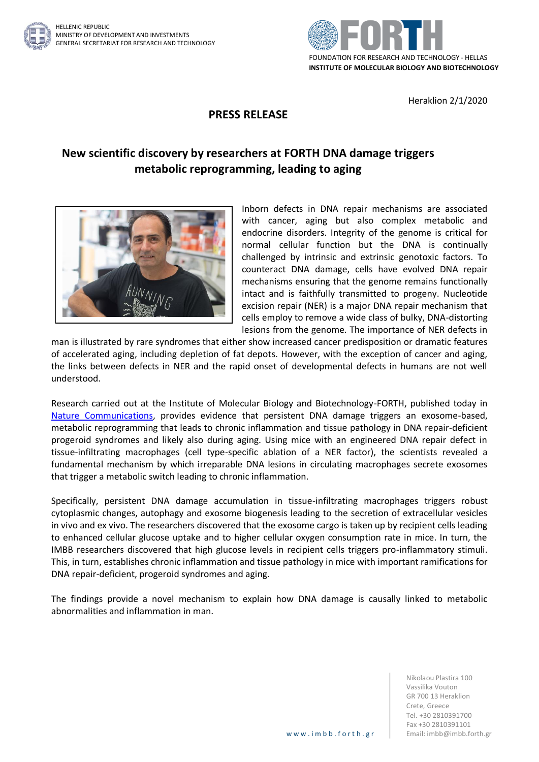HELLENIC REPUBLIC
MINISTRY OF DEVELOPMENT AND INVESTMENTS
GENERAL SECRETARIAT FOR RESEARCH AND TECHNOLOGY

FOUNDATION FOR RESEARCH AND TECHNOLOGY - HELLAS
**INSTITUTE OF MOLECULAR BIOLOGY AND BIOTECHNOLOGY**

Heraklion 2/1/2020

## PRESS RELEASE

# New scientific discovery by researchers at FORTH DNA damage triggers metabolic reprogramming, leading to aging

Inborn defects in DNA repair mechanisms are associated with cancer, aging but also complex metabolic and endocrine disorders. Integrity of the genome is critical for normal cellular function but the DNA is continually challenged by intrinsic and extrinsic genotoxic factors. To counteract DNA damage, cells have evolved DNA repair mechanisms ensuring that the genome remains functionally intact and is faithfully transmitted to progeny. Nucleotide excision repair (NER) is a major DNA repair mechanism that cells employ to remove a wide class of bulky, DNA-distorting lesions from the genome. The importance of NER defects in man is illustrated by rare syndromes that either show increased cancer predisposition or dramatic features of accelerated aging, including depletion of fat depots. However, with the exception of cancer and aging, the links between defects in NER and the rapid onset of developmental defects in humans are not well understood.

Research carried out at the Institute of Molecular Biology and Biotechnology-FORTH, published today in Nature Communications, provides evidence that persistent DNA damage triggers an exosome-based, metabolic reprogramming that leads to chronic inflammation and tissue pathology in DNA repair-deficient progeroid syndromes and likely also during aging. Using mice with an engineered DNA repair defect in tissue-infiltrating macrophages (cell type-specific ablation of a NER factor), the scientists revealed a fundamental mechanism by which irreparable DNA lesions in circulating macrophages secrete exosomes that trigger a metabolic switch leading to chronic inflammation.

Specifically, persistent DNA damage accumulation in tissue-infiltrating macrophages triggers robust cytoplasmic changes, autophagy and exosome biogenesis leading to the secretion of extracellular vesicles in vivo and ex vivo. The researchers discovered that the exosome cargo is taken up by recipient cells leading to enhanced cellular glucose uptake and to higher cellular oxygen consumption rate in mice. In turn, the IMBB researchers discovered that high glucose levels in recipient cells triggers pro-inflammatory stimuli. This, in turn, establishes chronic inflammation and tissue pathology in mice with important ramifications for DNA repair-deficient, progeroid syndromes and aging.

The findings provide a novel mechanism to explain how DNA damage is causally linked to metabolic abnormalities and inflammation in man.

www.imbb.forth.gr

Nikolaou Plastira 100
Vassilika Vouton
GR 700 13 Heraklion
Crete, Greece
Tel. +30 2810391700
Fax +30 2810391101
Email: imbb@imbb.forth.gr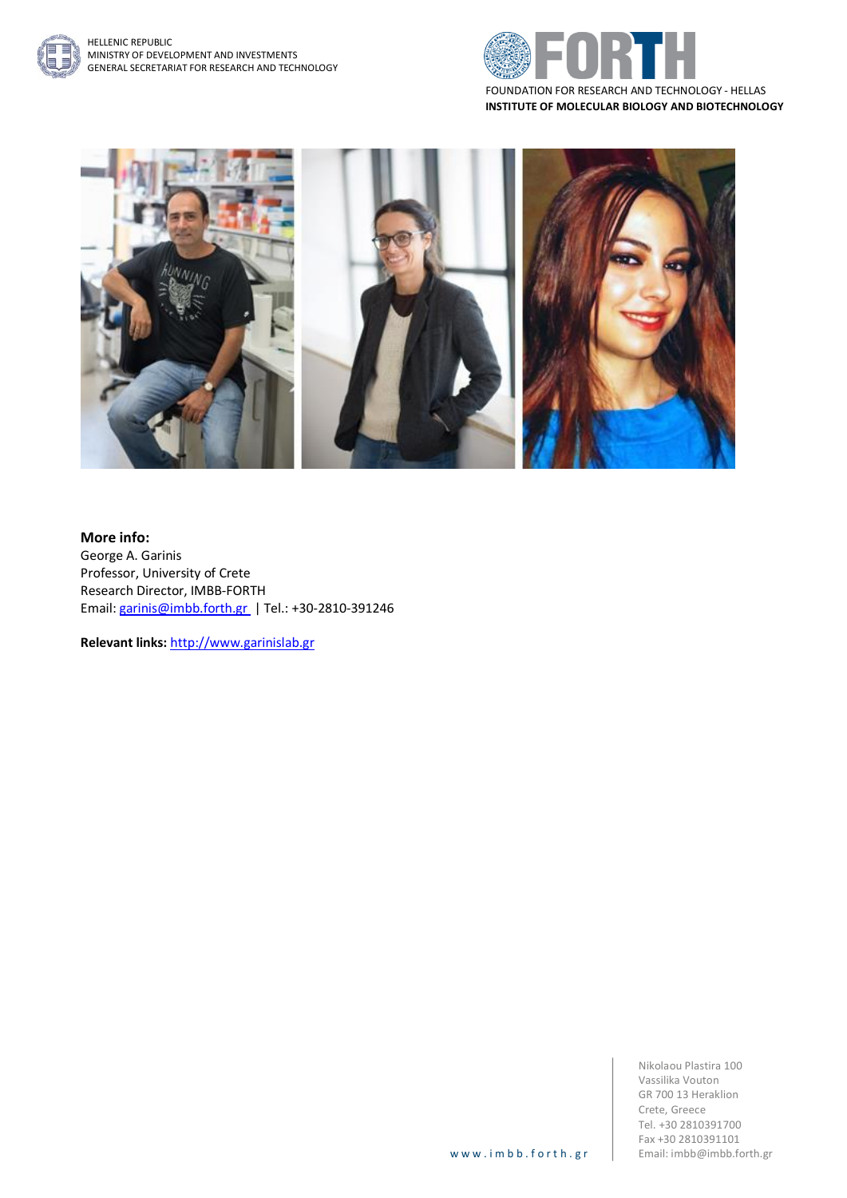**More info:**
George A. Garinis
Professor, University of Crete
Research Director, IMBB-FORTH
Email: [garinis@imbb.forth.gr](mailto:garinis@imbb.forth.gr) | Tel.: +30-2810-391246

**Relevant links:** [http://www.garinislab.gr](http://www.garinislab.gr)